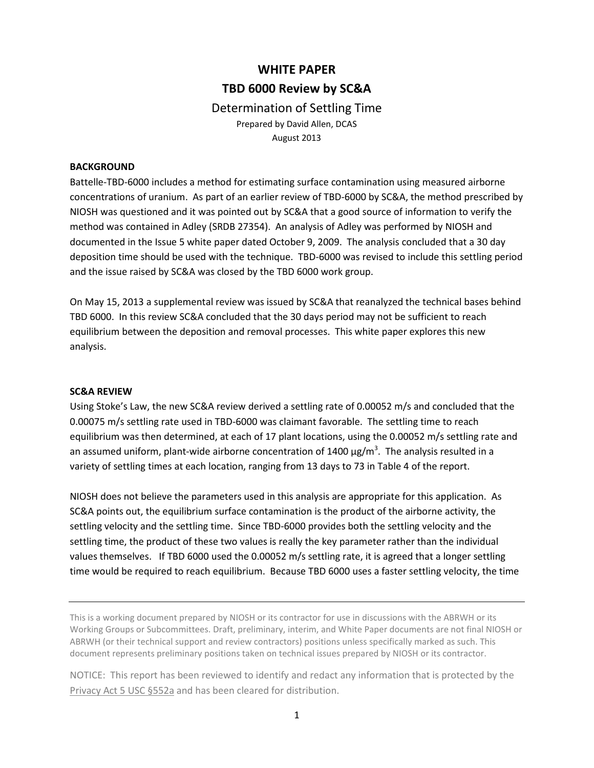# WHITE PAPER

# TBD 6000 Review by SC&A

## Determination of Settling Time

Prepared by David Allen, DCAS
August 2013

**BACKGROUND**

Battelle-TBD-6000 includes a method for estimating surface contamination using measured airborne concentrations of uranium. As part of an earlier review of TBD-6000 by SC&A, the method prescribed by NIOSH was questioned and it was pointed out by SC&A that a good source of information to verify the method was contained in Adley (SRDB 27354). An analysis of Adley was performed by NIOSH and documented in the Issue 5 white paper dated October 9, 2009. The analysis concluded that a 30 day deposition time should be used with the technique. TBD-6000 was revised to include this settling period and the issue raised by SC&A was closed by the TBD 6000 work group.

On May 15, 2013 a supplemental review was issued by SC&A that reanalyzed the technical bases behind TBD 6000. In this review SC&A concluded that the 30 days period may not be sufficient to reach equilibrium between the deposition and removal processes. This white paper explores this new analysis.

**SC&A REVIEW**

Using Stoke's Law, the new SC&A review derived a settling rate of 0.00052 m/s and concluded that the 0.00075 m/s settling rate used in TBD-6000 was claimant favorable. The settling time to reach equilibrium was then determined, at each of 17 plant locations, using the 0.00052 m/s settling rate and an assumed uniform, plant-wide airborne concentration of 1400 μg/m$^3$. The analysis resulted in a variety of settling times at each location, ranging from 13 days to 73 in Table 4 of the report.

NIOSH does not believe the parameters used in this analysis are appropriate for this application. As SC&A points out, the equilibrium surface contamination is the product of the airborne activity, the settling velocity and the settling time. Since TBD-6000 provides both the settling velocity and the settling time, the product of these two values is really the key parameter rather than the individual values themselves. If TBD 6000 used the 0.00052 m/s settling rate, it is agreed that a longer settling time would be required to reach equilibrium. Because TBD 6000 uses a faster settling velocity, the time

---

This is a working document prepared by NIOSH or its contractor for use in discussions with the ABRWH or its Working Groups or Subcommittees. Draft, preliminary, interim, and White Paper documents are not final NIOSH or ABRWH (or their technical support and review contractors) positions unless specifically marked as such. This document represents preliminary positions taken on technical issues prepared by NIOSH or its contractor.

NOTICE: This report has been reviewed to identify and redact any information that is protected by the Privacy Act 5 USC §552a and has been cleared for distribution.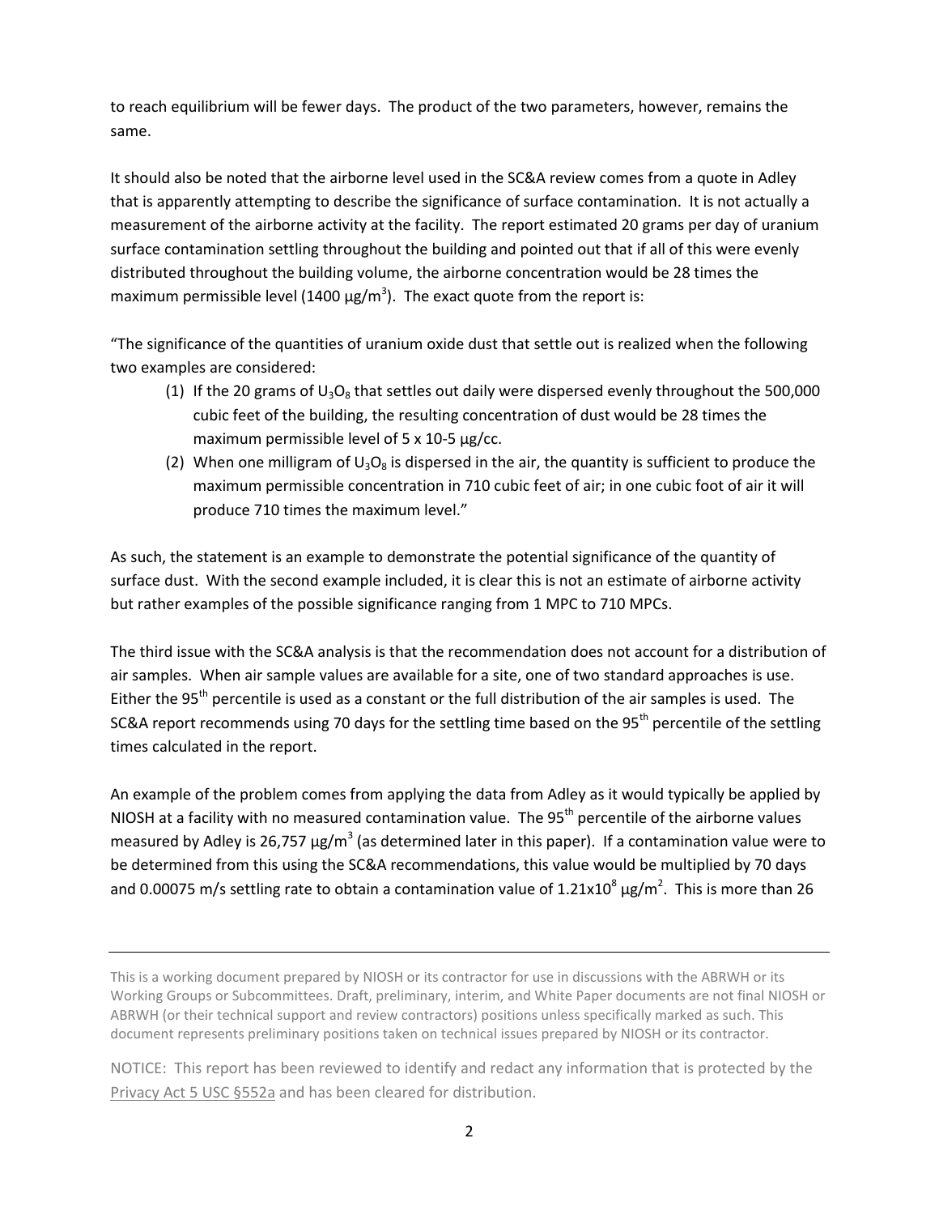to reach equilibrium will be fewer days. The product of the two parameters, however, remains the same.

It should also be noted that the airborne level used in the SC&A review comes from a quote in Adley that is apparently attempting to describe the significance of surface contamination. It is not actually a measurement of the airborne activity at the facility. The report estimated 20 grams per day of uranium surface contamination settling throughout the building and pointed out that if all of this were evenly distributed throughout the building volume, the airborne concentration would be 28 times the maximum permissible level (1400 $\mu g/m^3$). The exact quote from the report is:

"The significance of the quantities of uranium oxide dust that settle out is realized when the following two examples are considered:

(1) If the 20 grams of $U_3O_8$ that settles out daily were dispersed evenly throughout the 500,000 cubic feet of the building, the resulting concentration of dust would be 28 times the maximum permissible level of 5 x 10-5 µg/cc.

(2) When one milligram of $U_3O_8$ is dispersed in the air, the quantity is sufficient to produce the maximum permissible concentration in 710 cubic feet of air; in one cubic foot of air it will produce 710 times the maximum level."

As such, the statement is an example to demonstrate the potential significance of the quantity of surface dust. With the second example included, it is clear this is not an estimate of airborne activity but rather examples of the possible significance ranging from 1 MPC to 710 MPCs.

The third issue with the SC&A analysis is that the recommendation does not account for a distribution of air samples. When air sample values are available for a site, one of two standard approaches is use. Either the 95$^{th}$ percentile is used as a constant or the full distribution of the air samples is used. The SC&A report recommends using 70 days for the settling time based on the 95$^{th}$ percentile of the settling times calculated in the report.

An example of the problem comes from applying the data from Adley as it would typically be applied by NIOSH at a facility with no measured contamination value. The 95$^{th}$ percentile of the airborne values measured by Adley is 26,757 $\mu g/m^3$ (as determined later in this paper). If a contamination value were to be determined from this using the SC&A recommendations, this value would be multiplied by 70 days and 0.00075 m/s settling rate to obtain a contamination value of $1.21 \times 10^8$ $\mu g/m^2$. This is more than 26

This is a working document prepared by NIOSH or its contractor for use in discussions with the ABRWH or its Working Groups or Subcommittees. Draft, preliminary, interim, and White Paper documents are not final NIOSH or ABRWH (or their technical support and review contractors) positions unless specifically marked as such. This document represents preliminary positions taken on technical issues prepared by NIOSH or its contractor.

NOTICE: This report has been reviewed to identify and redact any information that is protected by the Privacy Act 5 USC §552a and has been cleared for distribution.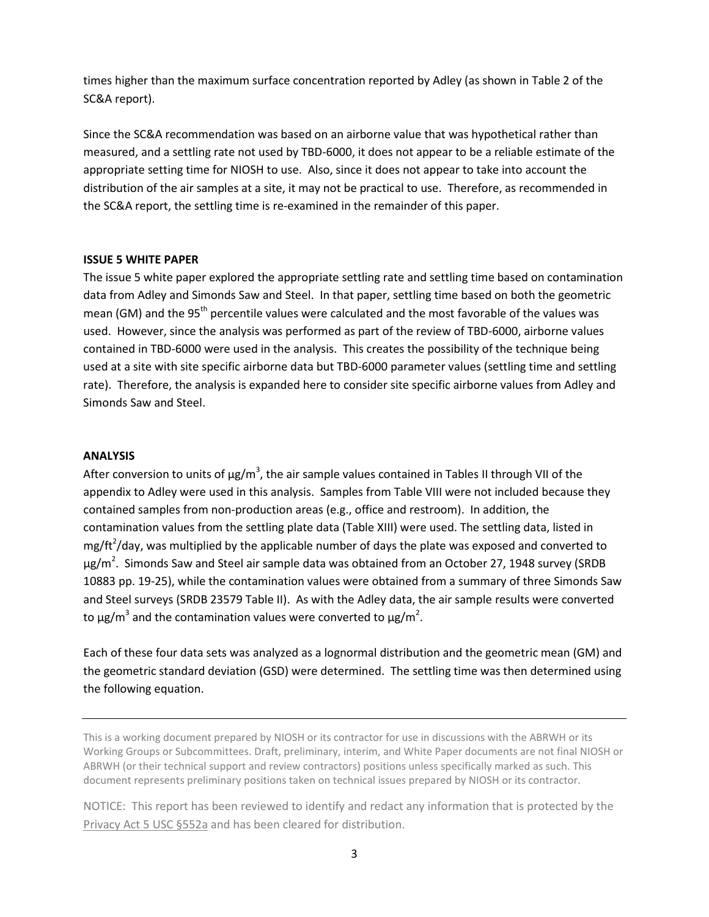times higher than the maximum surface concentration reported by Adley (as shown in Table 2 of the SC&A report).

Since the SC&A recommendation was based on an airborne value that was hypothetical rather than measured, and a settling rate not used by TBD-6000, it does not appear to be a reliable estimate of the appropriate setting time for NIOSH to use. Also, since it does not appear to take into account the distribution of the air samples at a site, it may not be practical to use. Therefore, as recommended in the SC&A report, the settling time is re-examined in the remainder of this paper.

**ISSUE 5 WHITE PAPER**

The issue 5 white paper explored the appropriate settling rate and settling time based on contamination data from Adley and Simonds Saw and Steel. In that paper, settling time based on both the geometric mean (GM) and the 95th percentile values were calculated and the most favorable of the values was used. However, since the analysis was performed as part of the review of TBD-6000, airborne values contained in TBD-6000 were used in the analysis. This creates the possibility of the technique being used at a site with site specific airborne data but TBD-6000 parameter values (settling time and settling rate). Therefore, the analysis is expanded here to consider site specific airborne values from Adley and Simonds Saw and Steel.

**ANALYSIS**

After conversion to units of $\mu g/m^3$, the air sample values contained in Tables II through VII of the appendix to Adley were used in this analysis. Samples from Table VIII were not included because they contained samples from non-production areas (e.g., office and restroom). In addition, the contamination values from the settling plate data (Table XIII) were used. The settling data, listed in $mg/ft^2/day$, was multiplied by the applicable number of days the plate was exposed and converted to $\mu g/m^2$. Simonds Saw and Steel air sample data was obtained from an October 27, 1948 survey (SRDB 10883 pp. 19-25), while the contamination values were obtained from a summary of three Simonds Saw and Steel surveys (SRDB 23579 Table II). As with the Adley data, the air sample results were converted to $\mu g/m^3$ and the contamination values were converted to $\mu g/m^2$.

Each of these four data sets was analyzed as a lognormal distribution and the geometric mean (GM) and the geometric standard deviation (GSD) were determined. The settling time was then determined using the following equation.

This is a working document prepared by NIOSH or its contractor for use in discussions with the ABRWH or its Working Groups or Subcommittees. Draft, preliminary, interim, and White Paper documents are not final NIOSH or ABRWH (or their technical support and review contractors) positions unless specifically marked as such. This document represents preliminary positions taken on technical issues prepared by NIOSH or its contractor.

NOTICE: This report has been reviewed to identify and redact any information that is protected by the Privacy Act 5 USC §552a and has been cleared for distribution.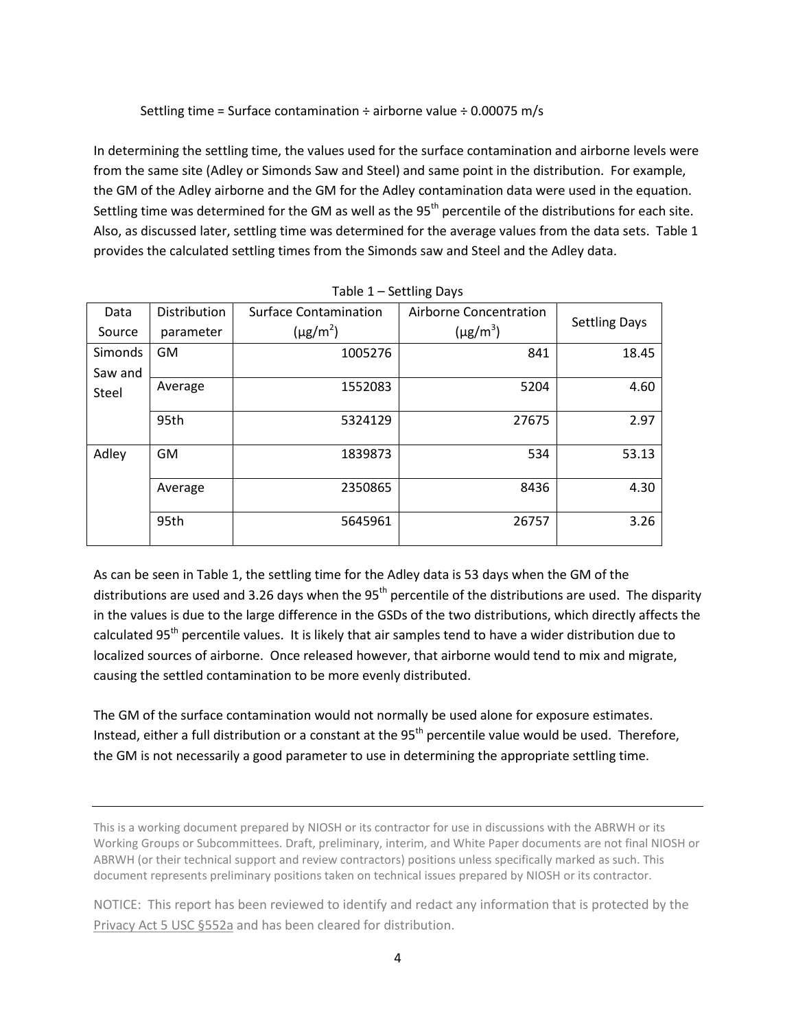Settling time = Surface contamination ÷ airborne value ÷ 0.00075 m/s

In determining the settling time, the values used for the surface contamination and airborne levels were from the same site (Adley or Simonds Saw and Steel) and same point in the distribution. For example, the GM of the Adley airborne and the GM for the Adley contamination data were used in the equation. Settling time was determined for the GM as well as the 95th percentile of the distributions for each site. Also, as discussed later, settling time was determined for the average values from the data sets. Table 1 provides the calculated settling times from the Simonds saw and Steel and the Adley data.

Table 1 – Settling Days

| Data Source | Distribution parameter | Surface Contamination ($\mu g/m^2$) | Airborne Concentration ($\mu g/m^3$) | Settling Days |
|---|---|---|---|---|
| Simonds Saw and Steel | GM | 1005276 | 841 | 18.45 |
| | Average | 1552083 | 5204 | 4.60 |
| | 95th | 5324129 | 27675 | 2.97 |
| Adley | GM | 1839873 | 534 | 53.13 |
| | Average | 2350865 | 8436 | 4.30 |
| | 95th | 5645961 | 26757 | 3.26 |

As can be seen in Table 1, the settling time for the Adley data is 53 days when the GM of the distributions are used and 3.26 days when the 95th percentile of the distributions are used. The disparity in the values is due to the large difference in the GSDs of the two distributions, which directly affects the calculated 95th percentile values. It is likely that air samples tend to have a wider distribution due to localized sources of airborne. Once released however, that airborne would tend to mix and migrate, causing the settled contamination to be more evenly distributed.

The GM of the surface contamination would not normally be used alone for exposure estimates. Instead, either a full distribution or a constant at the 95th percentile value would be used. Therefore, the GM is not necessarily a good parameter to use in determining the appropriate settling time.

This is a working document prepared by NIOSH or its contractor for use in discussions with the ABRWH or its Working Groups or Subcommittees. Draft, preliminary, interim, and White Paper documents are not final NIOSH or ABRWH (or their technical support and review contractors) positions unless specifically marked as such. This document represents preliminary positions taken on technical issues prepared by NIOSH or its contractor.

NOTICE: This report has been reviewed to identify and redact any information that is protected by the Privacy Act 5 USC §552a and has been cleared for distribution.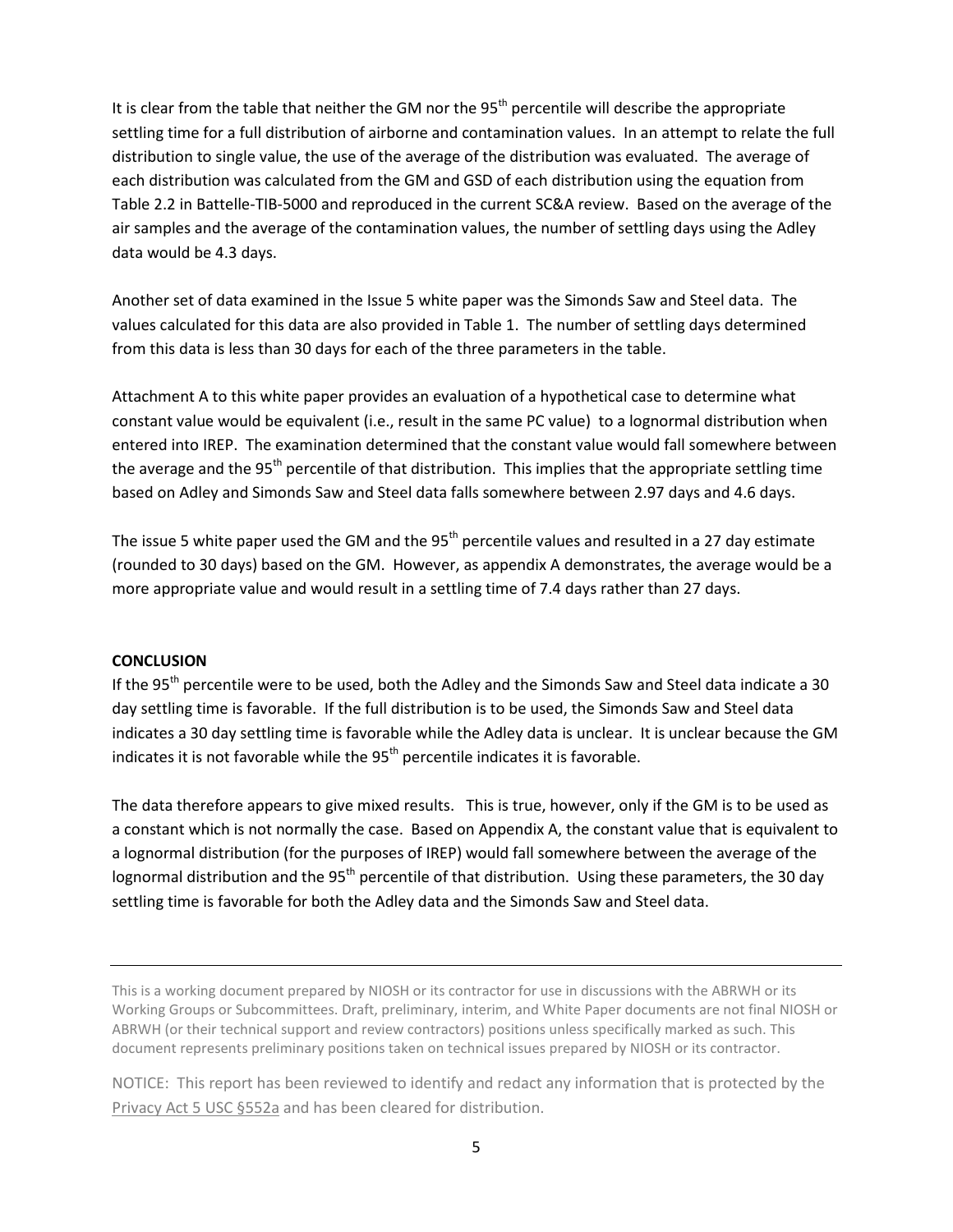It is clear from the table that neither the GM nor the 95th percentile will describe the appropriate settling time for a full distribution of airborne and contamination values. In an attempt to relate the full distribution to single value, the use of the average of the distribution was evaluated. The average of each distribution was calculated from the GM and GSD of each distribution using the equation from Table 2.2 in Battelle-TIB-5000 and reproduced in the current SC&A review. Based on the average of the air samples and the average of the contamination values, the number of settling days using the Adley data would be 4.3 days.

Another set of data examined in the Issue 5 white paper was the Simonds Saw and Steel data. The values calculated for this data are also provided in Table 1. The number of settling days determined from this data is less than 30 days for each of the three parameters in the table.

Attachment A to this white paper provides an evaluation of a hypothetical case to determine what constant value would be equivalent (i.e., result in the same PC value) to a lognormal distribution when entered into IREP. The examination determined that the constant value would fall somewhere between the average and the 95th percentile of that distribution. This implies that the appropriate settling time based on Adley and Simonds Saw and Steel data falls somewhere between 2.97 days and 4.6 days.

The issue 5 white paper used the GM and the 95th percentile values and resulted in a 27 day estimate (rounded to 30 days) based on the GM. However, as appendix A demonstrates, the average would be a more appropriate value and would result in a settling time of 7.4 days rather than 27 days.

**CONCLUSION**

If the 95th percentile were to be used, both the Adley and the Simonds Saw and Steel data indicate a 30 day settling time is favorable. If the full distribution is to be used, the Simonds Saw and Steel data indicates a 30 day settling time is favorable while the Adley data is unclear. It is unclear because the GM indicates it is not favorable while the 95th percentile indicates it is favorable.

The data therefore appears to give mixed results. This is true, however, only if the GM is to be used as a constant which is not normally the case. Based on Appendix A, the constant value that is equivalent to a lognormal distribution (for the purposes of IREP) would fall somewhere between the average of the lognormal distribution and the 95th percentile of that distribution. Using these parameters, the 30 day settling time is favorable for both the Adley data and the Simonds Saw and Steel data.

---

This is a working document prepared by NIOSH or its contractor for use in discussions with the ABRWH or its Working Groups or Subcommittees. Draft, preliminary, interim, and White Paper documents are not final NIOSH or ABRWH (or their technical support and review contractors) positions unless specifically marked as such. This document represents preliminary positions taken on technical issues prepared by NIOSH or its contractor.

NOTICE: This report has been reviewed to identify and redact any information that is protected by the Privacy Act 5 USC §552a and has been cleared for distribution.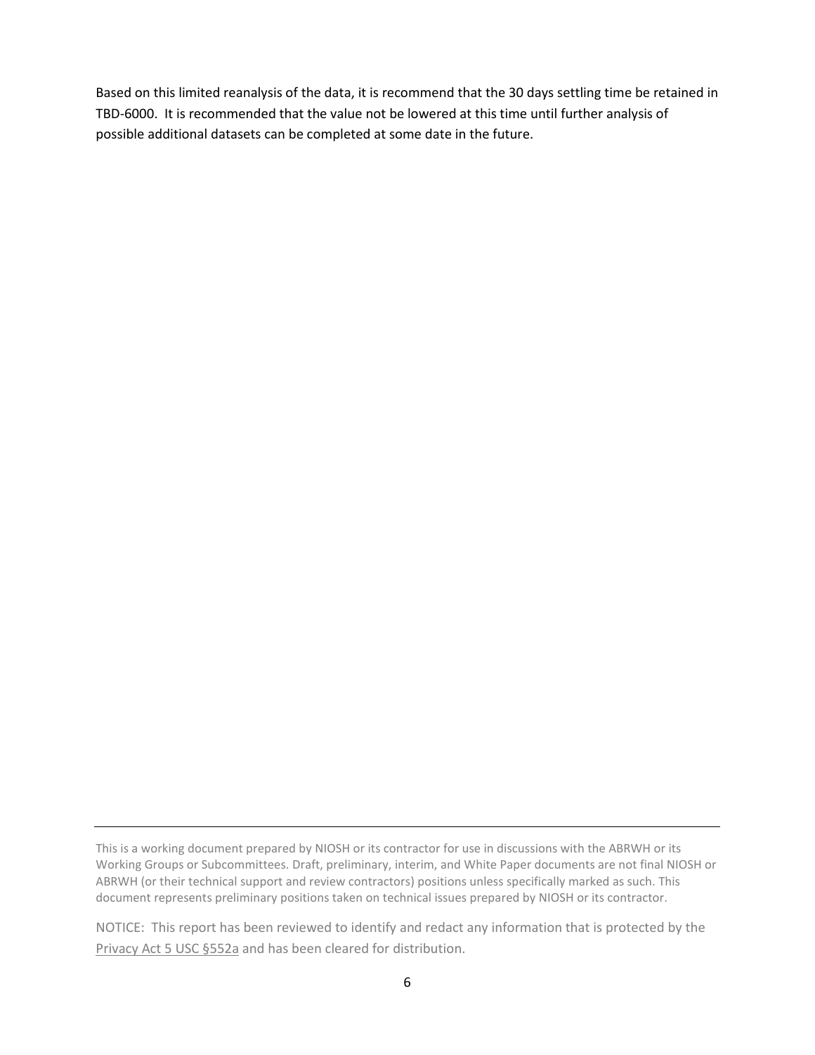Based on this limited reanalysis of the data, it is recommend that the 30 days settling time be retained in TBD-6000. It is recommended that the value not be lowered at this time until further analysis of possible additional datasets can be completed at some date in the future.

---

This is a working document prepared by NIOSH or its contractor for use in discussions with the ABRWH or its Working Groups or Subcommittees. Draft, preliminary, interim, and White Paper documents are not final NIOSH or ABRWH (or their technical support and review contractors) positions unless specifically marked as such. This document represents preliminary positions taken on technical issues prepared by NIOSH or its contractor.

NOTICE: This report has been reviewed to identify and redact any information that is protected by the Privacy Act 5 USC §552a and has been cleared for distribution.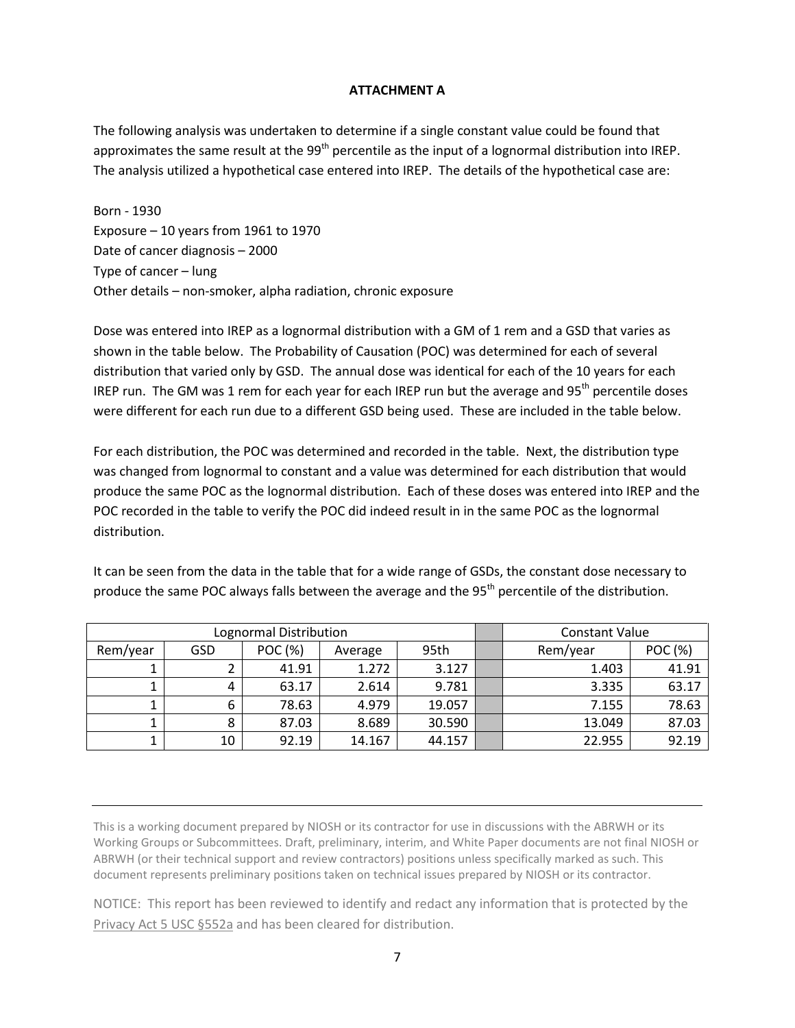**ATTACHMENT A**

The following analysis was undertaken to determine if a single constant value could be found that approximates the same result at the 99th percentile as the input of a lognormal distribution into IREP. The analysis utilized a hypothetical case entered into IREP. The details of the hypothetical case are:

Born - 1930
Exposure – 10 years from 1961 to 1970
Date of cancer diagnosis – 2000
Type of cancer – lung
Other details – non-smoker, alpha radiation, chronic exposure

Dose was entered into IREP as a lognormal distribution with a GM of 1 rem and a GSD that varies as shown in the table below. The Probability of Causation (POC) was determined for each of several distribution that varied only by GSD. The annual dose was identical for each of the 10 years for each IREP run. The GM was 1 rem for each year for each IREP run but the average and 95th percentile doses were different for each run due to a different GSD being used. These are included in the table below.

For each distribution, the POC was determined and recorded in the table. Next, the distribution type was changed from lognormal to constant and a value was determined for each distribution that would produce the same POC as the lognormal distribution. Each of these doses was entered into IREP and the POC recorded in the table to verify the POC did indeed result in in the same POC as the lognormal distribution.

It can be seen from the data in the table that for a wide range of GSDs, the constant dose necessary to produce the same POC always falls between the average and the 95th percentile of the distribution.

| Lognormal Distribution | | | | | | Constant Value | |
|---|---|---|---|---|---|---|---|
| Rem/year | GSD | POC (%) | Average | 95th | | Rem/year | POC (%) |
| 1 | 2 | 41.91 | 1.272 | 3.127 | | 1.403 | 41.91 |
| 1 | 4 | 63.17 | 2.614 | 9.781 | | 3.335 | 63.17 |
| 1 | 6 | 78.63 | 4.979 | 19.057 | | 7.155 | 78.63 |
| 1 | 8 | 87.03 | 8.689 | 30.590 | | 13.049 | 87.03 |
| 1 | 10 | 92.19 | 14.167 | 44.157 | | 22.955 | 92.19 |

This is a working document prepared by NIOSH or its contractor for use in discussions with the ABRWH or its Working Groups or Subcommittees. Draft, preliminary, interim, and White Paper documents are not final NIOSH or ABRWH (or their technical support and review contractors) positions unless specifically marked as such. This document represents preliminary positions taken on technical issues prepared by NIOSH or its contractor.

NOTICE: This report has been reviewed to identify and redact any information that is protected by the Privacy Act 5 USC §552a and has been cleared for distribution.